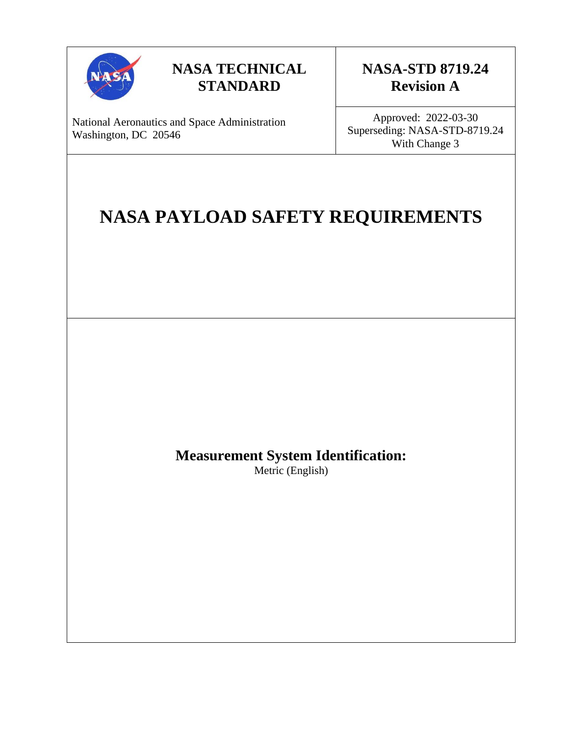**NASA TECHNICAL STANDARD**

**NASA-STD 8719.24 Revision A**

National Aeronautics and Space Administration
Washington, DC 20546

Approved: 2022-03-30
Superseding: NASA-STD-8719.24
With Change 3

# NASA PAYLOAD SAFETY REQUIREMENTS

**Measurement System Identification:**
Metric (English)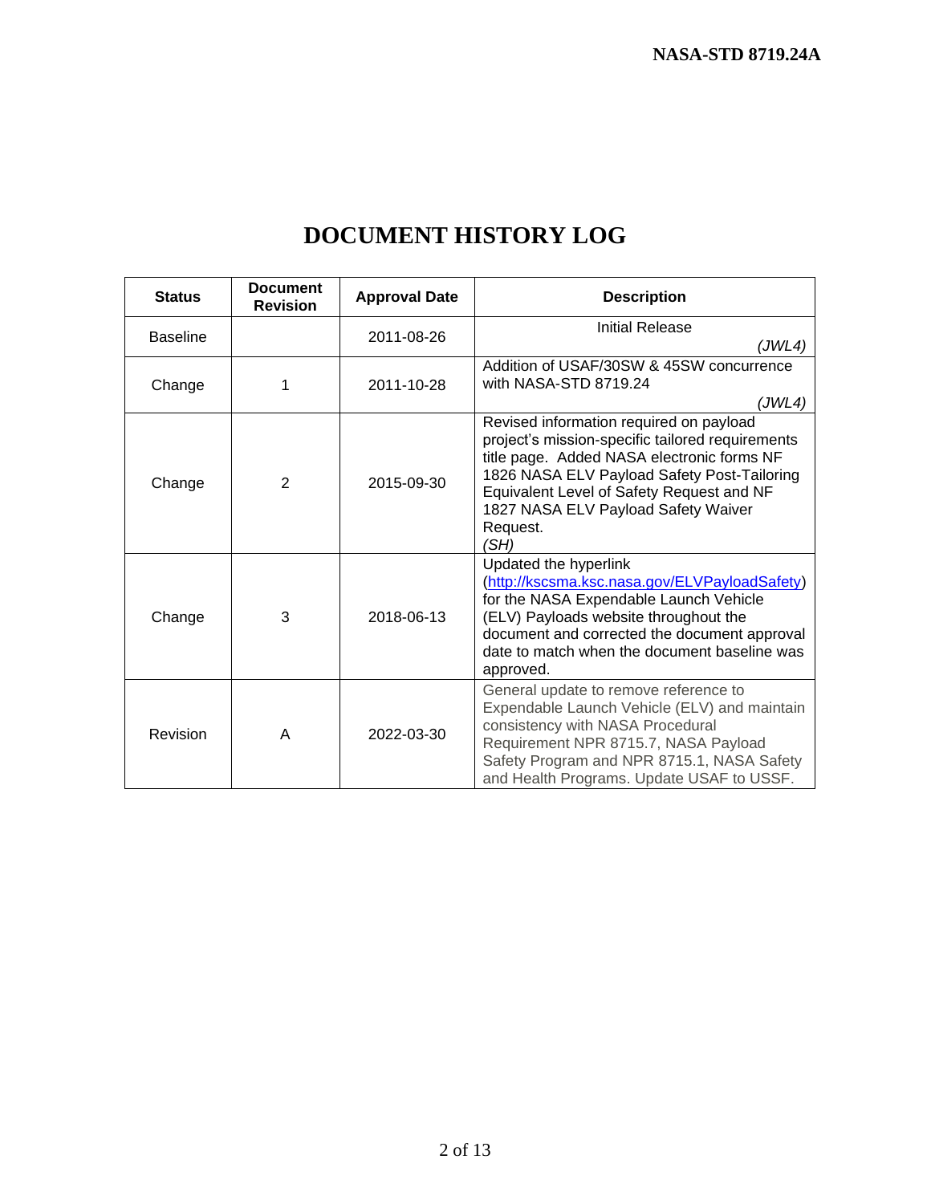# DOCUMENT HISTORY LOG

| Status | Document Revision | Approval Date | Description |
|---|---|---|---|
| Baseline | | 2011-08-26 | Initial Release *(JWL4)* |
| Change | 1 | 2011-10-28 | Addition of USAF/30SW & 45SW concurrence with NASA-STD 8719.24 *(JWL4)* |
| Change | 2 | 2015-09-30 | Revised information required on payload project's mission-specific tailored requirements title page. Added NASA electronic forms NF 1826 NASA ELV Payload Safety Post-Tailoring Equivalent Level of Safety Request and NF 1827 NASA ELV Payload Safety Waiver Request. *(SH)* |
| Change | 3 | 2018-06-13 | Updated the hyperlink (http://kscsma.ksc.nasa.gov/ELVPayloadSafety) for the NASA Expendable Launch Vehicle (ELV) Payloads website throughout the document and corrected the document approval date to match when the document baseline was approved. |
| Revision | A | 2022-03-30 | General update to remove reference to Expendable Launch Vehicle (ELV) and maintain consistency with NASA Procedural Requirement NPR 8715.7, NASA Payload Safety Program and NPR 8715.1, NASA Safety and Health Programs. Update USAF to USSF. |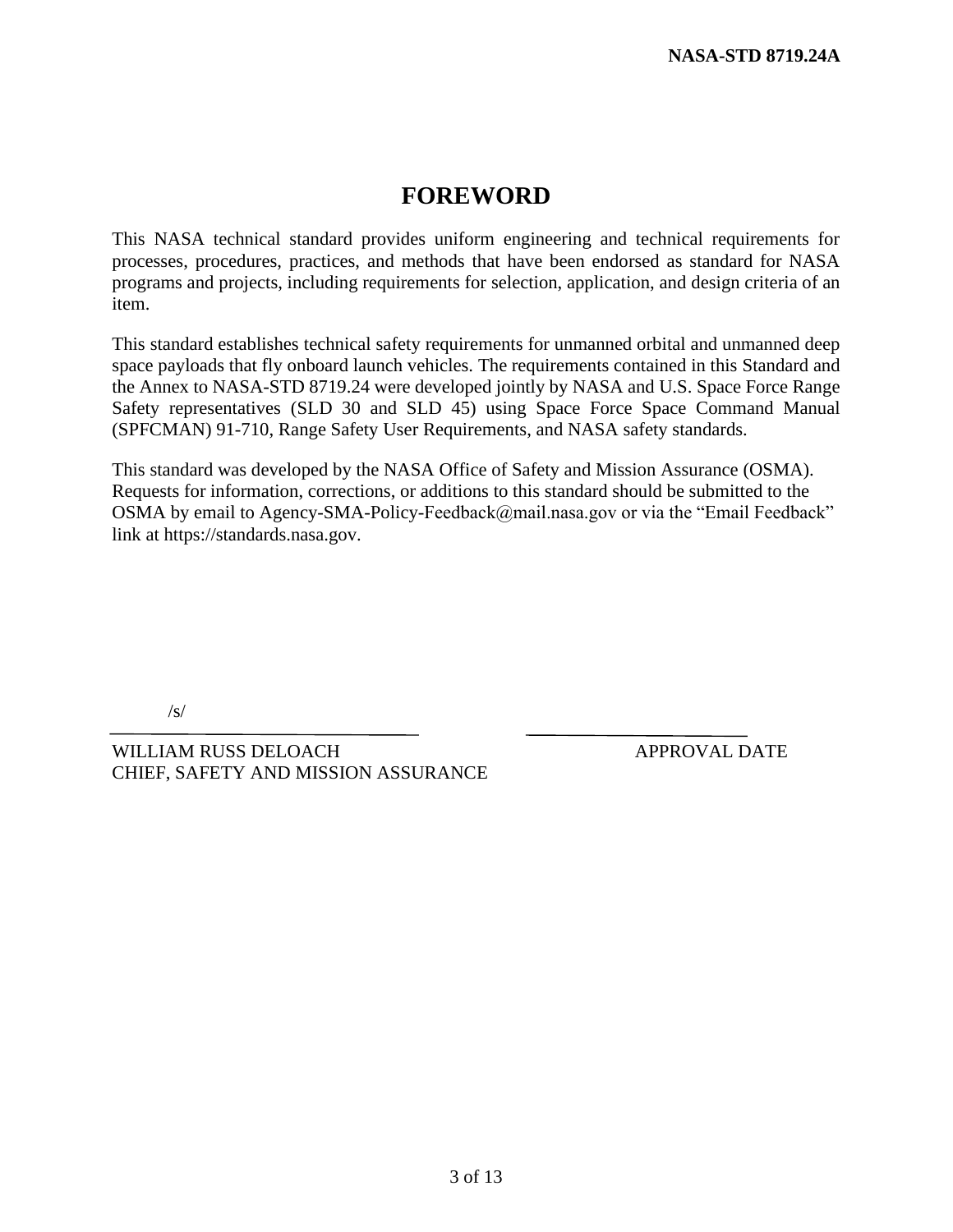# FOREWORD

This NASA technical standard provides uniform engineering and technical requirements for processes, procedures, practices, and methods that have been endorsed as standard for NASA programs and projects, including requirements for selection, application, and design criteria of an item.

This standard establishes technical safety requirements for unmanned orbital and unmanned deep space payloads that fly onboard launch vehicles. The requirements contained in this Standard and the Annex to NASA-STD 8719.24 were developed jointly by NASA and U.S. Space Force Range Safety representatives (SLD 30 and SLD 45) using Space Force Space Command Manual (SPFCMAN) 91-710, Range Safety User Requirements, and NASA safety standards.

This standard was developed by the NASA Office of Safety and Mission Assurance (OSMA). Requests for information, corrections, or additions to this standard should be submitted to the OSMA by email to Agency-SMA-Policy-Feedback@mail.nasa.gov or via the "Email Feedback" link at https://standards.nasa.gov.

/s/

WILLIAM RUSS DELOACH
CHIEF, SAFETY AND MISSION ASSURANCE

APPROVAL DATE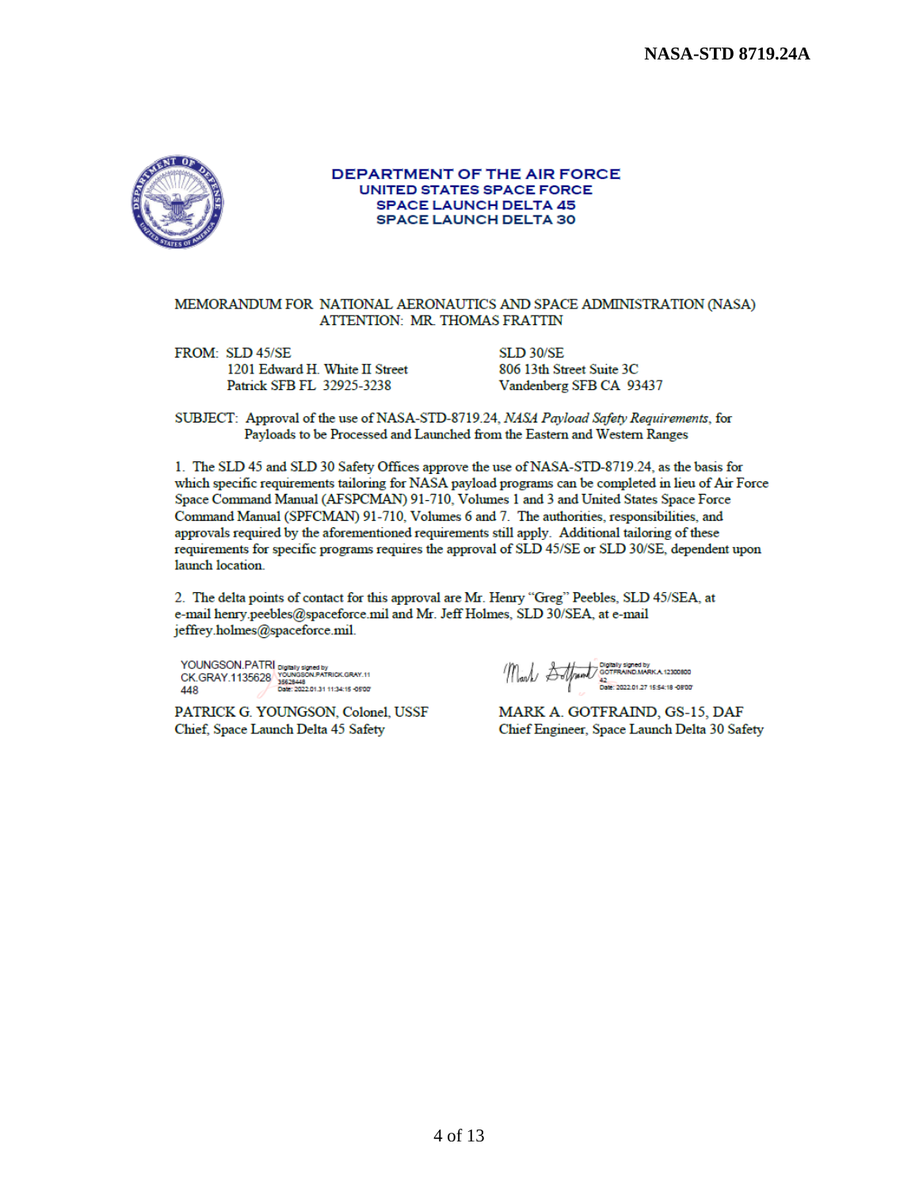**DEPARTMENT OF THE AIR FORCE**
**UNITED STATES SPACE FORCE**
**SPACE LAUNCH DELTA 45**
**SPACE LAUNCH DELTA 30**

MEMORANDUM FOR NATIONAL AERONAUTICS AND SPACE ADMINISTRATION (NASA)
ATTENTION: MR. THOMAS FRATTIN

FROM: SLD 45/SE
1201 Edward H. White II Street
Patrick SFB FL 32925-3238

SLD 30/SE
806 13th Street Suite 3C
Vandenberg SFB CA 93437

SUBJECT: Approval of the use of NASA-STD-8719.24, *NASA Payload Safety Requirements*, for Payloads to be Processed and Launched from the Eastern and Western Ranges

1. The SLD 45 and SLD 30 Safety Offices approve the use of NASA-STD-8719.24, as the basis for which specific requirements tailoring for NASA payload programs can be completed in lieu of Air Force Space Command Manual (AFSPCMAN) 91-710, Volumes 1 and 3 and United States Space Force Command Manual (SPFCMAN) 91-710, Volumes 6 and 7. The authorities, responsibilities, and approvals required by the aforementioned requirements still apply. Additional tailoring of these requirements for specific programs requires the approval of SLD 45/SE or SLD 30/SE, dependent upon launch location.

2. The delta points of contact for this approval are Mr. Henry "Greg" Peebles, SLD 45/SEA, at e-mail henry.peebles@spaceforce.mil and Mr. Jeff Holmes, SLD 30/SEA, at e-mail jeffrey.holmes@spaceforce.mil.

YOUNGSON.PATRICK.GRAY.1135628448
Digitally signed by YOUNGSON.PATRICK.GRAY.1135628448
Date: 2022.01.31 11:34:15 -05'00'

PATRICK G. YOUNGSON, Colonel, USSF
Chief, Space Launch Delta 45 Safety

Digitally signed by GOTFRAIND.MARK.A.1230080042
Date: 2022.01.27 15:54:18 -08'00'

MARK A. GOTFRAIND, GS-15, DAF
Chief Engineer, Space Launch Delta 30 Safety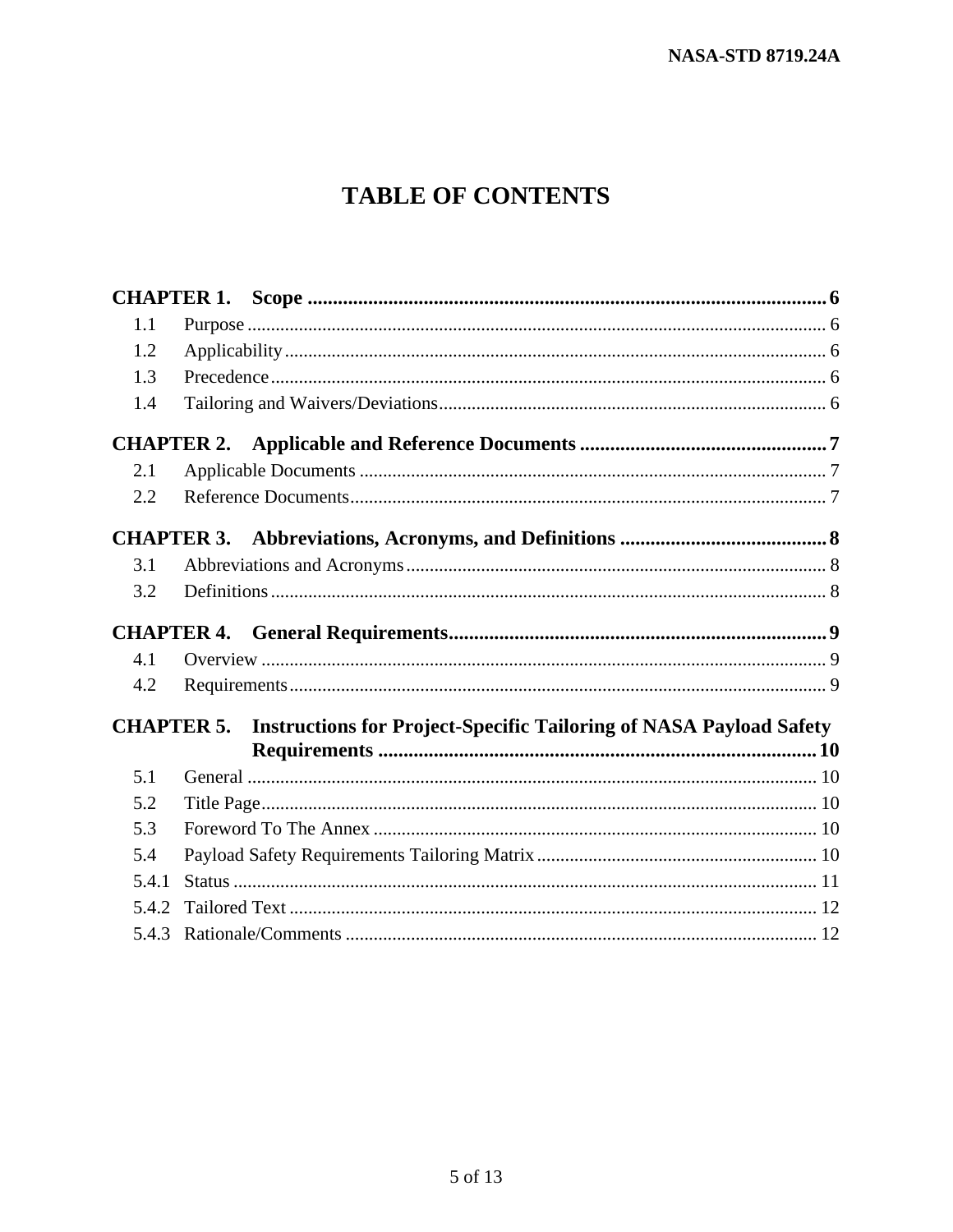# TABLE OF CONTENTS

**CHAPTER 1. Scope** ..... **6**

1.1 Purpose ..... 6

1.2 Applicability ..... 6

1.3 Precedence ..... 6

1.4 Tailoring and Waivers/Deviations ..... 6

**CHAPTER 2. Applicable and Reference Documents** ..... **7**

2.1 Applicable Documents ..... 7

2.2 Reference Documents ..... 7

**CHAPTER 3. Abbreviations, Acronyms, and Definitions** ..... **8**

3.1 Abbreviations and Acronyms ..... 8

3.2 Definitions ..... 8

**CHAPTER 4. General Requirements** ..... **9**

4.1 Overview ..... 9

4.2 Requirements ..... 9

**CHAPTER 5. Instructions for Project-Specific Tailoring of NASA Payload Safety Requirements** ..... **10**

5.1 General ..... 10

5.2 Title Page ..... 10

5.3 Foreword To The Annex ..... 10

5.4 Payload Safety Requirements Tailoring Matrix ..... 10

5.4.1 Status ..... 11

5.4.2 Tailored Text ..... 12

5.4.3 Rationale/Comments ..... 12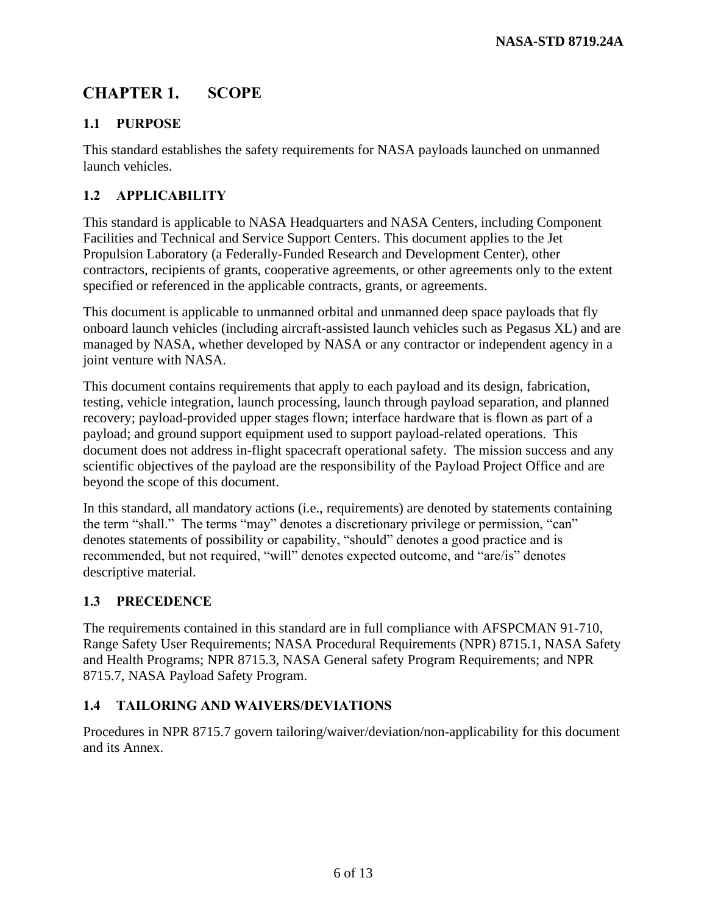# CHAPTER 1. SCOPE

## 1.1 PURPOSE

This standard establishes the safety requirements for NASA payloads launched on unmanned launch vehicles.

## 1.2 APPLICABILITY

This standard is applicable to NASA Headquarters and NASA Centers, including Component Facilities and Technical and Service Support Centers. This document applies to the Jet Propulsion Laboratory (a Federally-Funded Research and Development Center), other contractors, recipients of grants, cooperative agreements, or other agreements only to the extent specified or referenced in the applicable contracts, grants, or agreements.

This document is applicable to unmanned orbital and unmanned deep space payloads that fly onboard launch vehicles (including aircraft-assisted launch vehicles such as Pegasus XL) and are managed by NASA, whether developed by NASA or any contractor or independent agency in a joint venture with NASA.

This document contains requirements that apply to each payload and its design, fabrication, testing, vehicle integration, launch processing, launch through payload separation, and planned recovery; payload-provided upper stages flown; interface hardware that is flown as part of a payload; and ground support equipment used to support payload-related operations. This document does not address in-flight spacecraft operational safety. The mission success and any scientific objectives of the payload are the responsibility of the Payload Project Office and are beyond the scope of this document.

In this standard, all mandatory actions (i.e., requirements) are denoted by statements containing the term "shall." The terms "may" denotes a discretionary privilege or permission, "can" denotes statements of possibility or capability, "should" denotes a good practice and is recommended, but not required, "will" denotes expected outcome, and "are/is" denotes descriptive material.

## 1.3 PRECEDENCE

The requirements contained in this standard are in full compliance with AFSPCMAN 91-710, Range Safety User Requirements; NASA Procedural Requirements (NPR) 8715.1, NASA Safety and Health Programs; NPR 8715.3, NASA General safety Program Requirements; and NPR 8715.7, NASA Payload Safety Program.

## 1.4 TAILORING AND WAIVERS/DEVIATIONS

Procedures in NPR 8715.7 govern tailoring/waiver/deviation/non-applicability for this document and its Annex.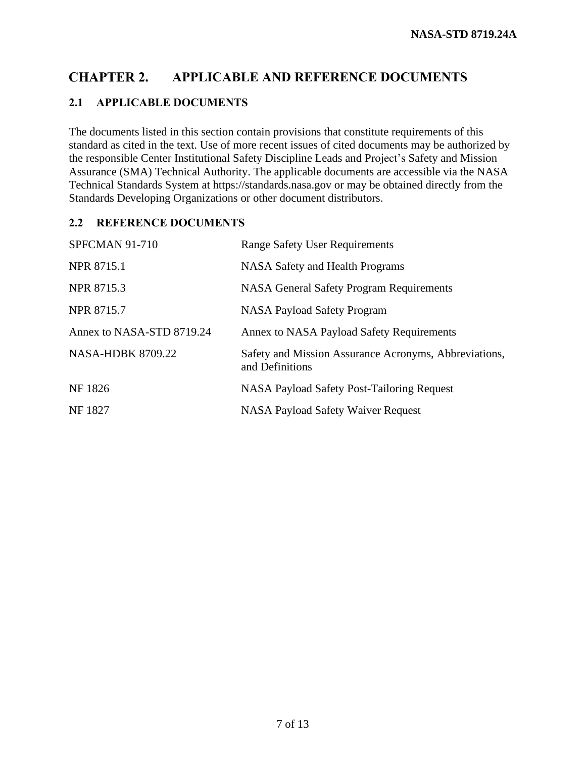# CHAPTER 2. APPLICABLE AND REFERENCE DOCUMENTS

## 2.1 APPLICABLE DOCUMENTS

The documents listed in this section contain provisions that constitute requirements of this standard as cited in the text. Use of more recent issues of cited documents may be authorized by the responsible Center Institutional Safety Discipline Leads and Project's Safety and Mission Assurance (SMA) Technical Authority. The applicable documents are accessible via the NASA Technical Standards System at https://standards.nasa.gov or may be obtained directly from the Standards Developing Organizations or other document distributors.

## 2.2 REFERENCE DOCUMENTS

| | |
|---|---|
| SPFCMAN 91-710 | Range Safety User Requirements |
| NPR 8715.1 | NASA Safety and Health Programs |
| NPR 8715.3 | NASA General Safety Program Requirements |
| NPR 8715.7 | NASA Payload Safety Program |
| Annex to NASA-STD 8719.24 | Annex to NASA Payload Safety Requirements |
| NASA-HDBK 8709.22 | Safety and Mission Assurance Acronyms, Abbreviations, and Definitions |
| NF 1826 | NASA Payload Safety Post-Tailoring Request |
| NF 1827 | NASA Payload Safety Waiver Request |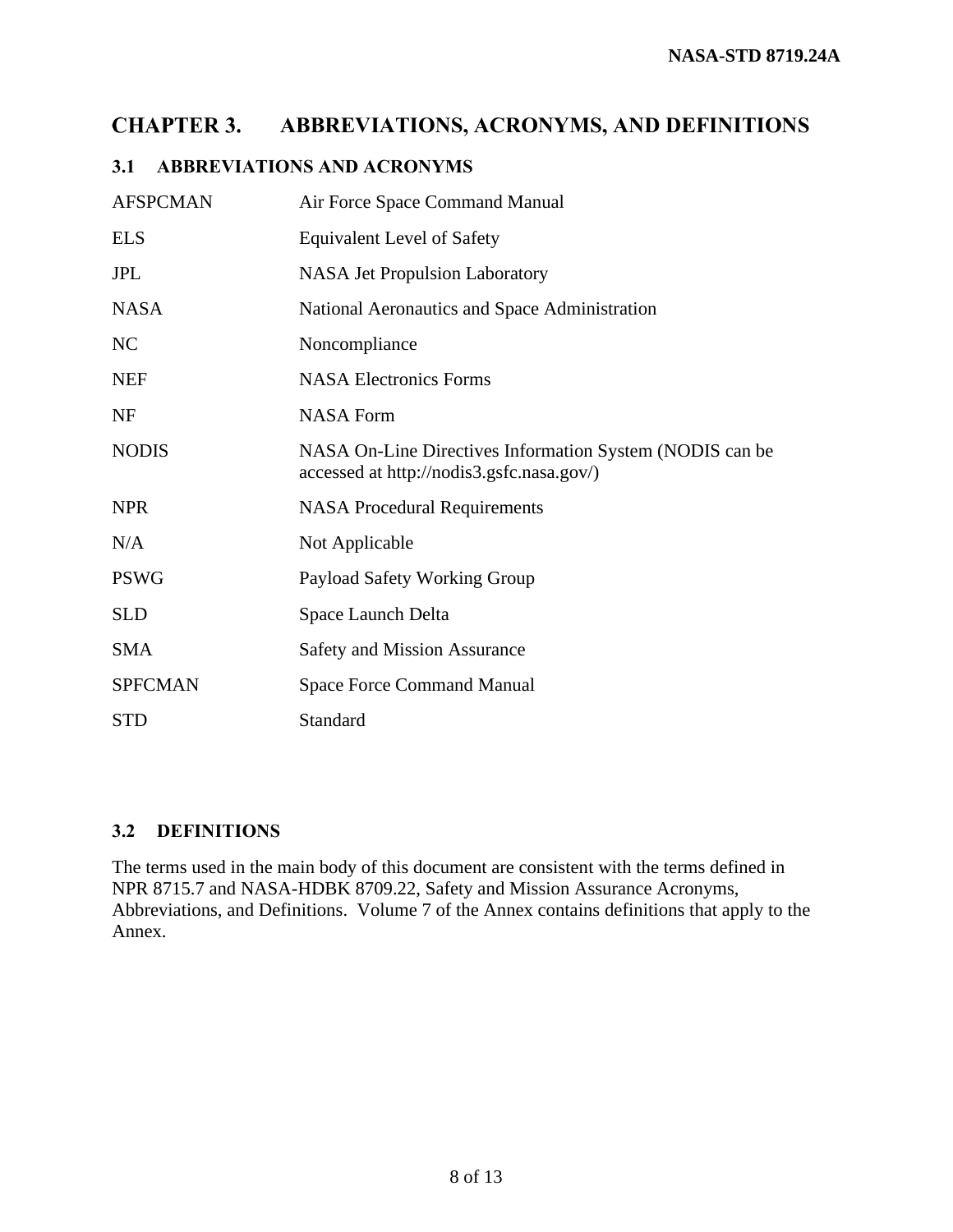# CHAPTER 3. ABBREVIATIONS, ACRONYMS, AND DEFINITIONS

## 3.1 ABBREVIATIONS AND ACRONYMS

| | |
|---|---|
| AFSPCMAN | Air Force Space Command Manual |
| ELS | Equivalent Level of Safety |
| JPL | NASA Jet Propulsion Laboratory |
| NASA | National Aeronautics and Space Administration |
| NC | Noncompliance |
| NEF | NASA Electronics Forms |
| NF | NASA Form |
| NODIS | NASA On-Line Directives Information System (NODIS can be accessed at http://nodis3.gsfc.nasa.gov/) |
| NPR | NASA Procedural Requirements |
| N/A | Not Applicable |
| PSWG | Payload Safety Working Group |
| SLD | Space Launch Delta |
| SMA | Safety and Mission Assurance |
| SPFCMAN | Space Force Command Manual |
| STD | Standard |

## 3.2 DEFINITIONS

The terms used in the main body of this document are consistent with the terms defined in NPR 8715.7 and NASA-HDBK 8709.22, Safety and Mission Assurance Acronyms, Abbreviations, and Definitions. Volume 7 of the Annex contains definitions that apply to the Annex.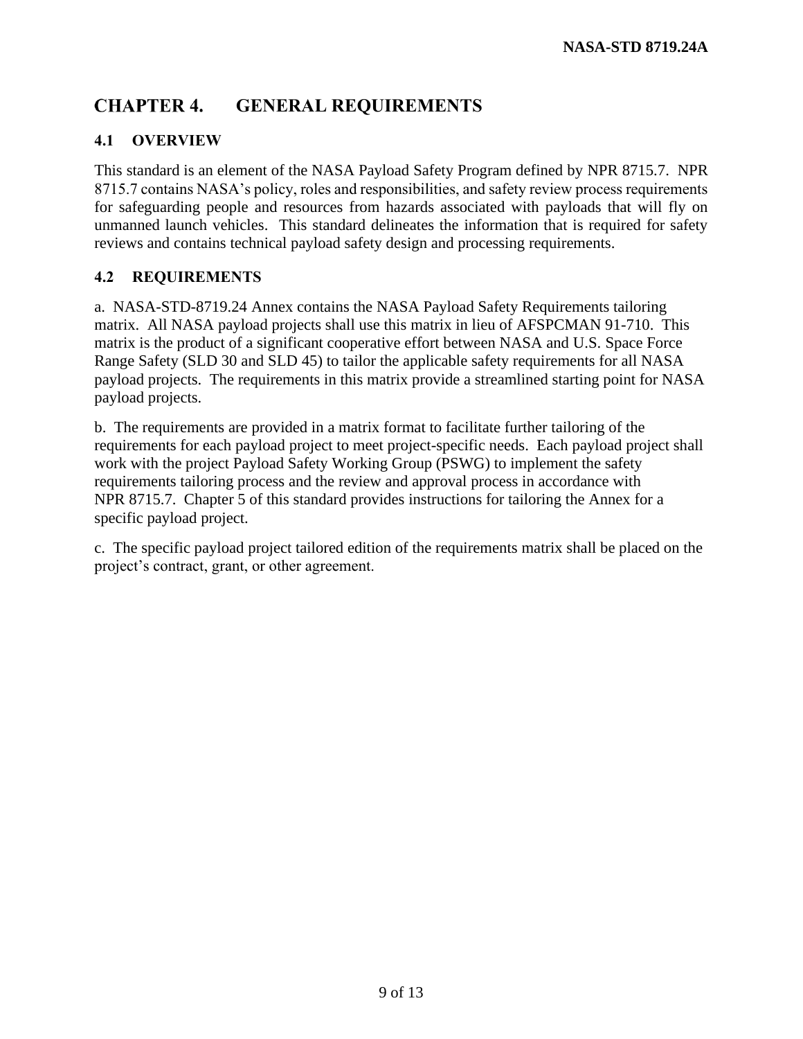# CHAPTER 4. GENERAL REQUIREMENTS

## 4.1 OVERVIEW

This standard is an element of the NASA Payload Safety Program defined by NPR 8715.7. NPR 8715.7 contains NASA's policy, roles and responsibilities, and safety review process requirements for safeguarding people and resources from hazards associated with payloads that will fly on unmanned launch vehicles. This standard delineates the information that is required for safety reviews and contains technical payload safety design and processing requirements.

## 4.2 REQUIREMENTS

a. NASA-STD-8719.24 Annex contains the NASA Payload Safety Requirements tailoring matrix. All NASA payload projects shall use this matrix in lieu of AFSPCMAN 91-710. This matrix is the product of a significant cooperative effort between NASA and U.S. Space Force Range Safety (SLD 30 and SLD 45) to tailor the applicable safety requirements for all NASA payload projects. The requirements in this matrix provide a streamlined starting point for NASA payload projects.

b. The requirements are provided in a matrix format to facilitate further tailoring of the requirements for each payload project to meet project-specific needs. Each payload project shall work with the project Payload Safety Working Group (PSWG) to implement the safety requirements tailoring process and the review and approval process in accordance with NPR 8715.7. Chapter 5 of this standard provides instructions for tailoring the Annex for a specific payload project.

c. The specific payload project tailored edition of the requirements matrix shall be placed on the project's contract, grant, or other agreement.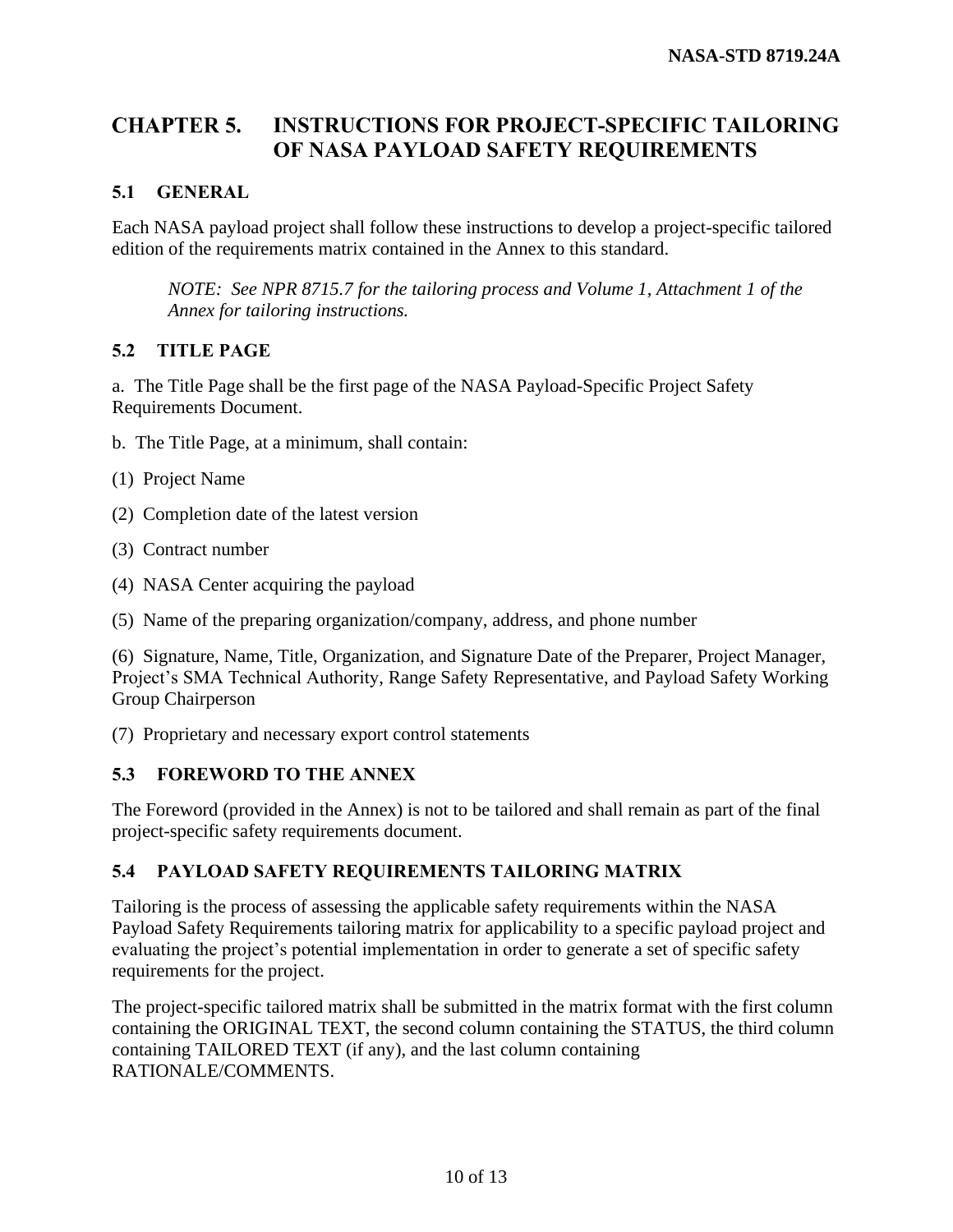# CHAPTER 5. INSTRUCTIONS FOR PROJECT-SPECIFIC TAILORING OF NASA PAYLOAD SAFETY REQUIREMENTS

## 5.1 GENERAL

Each NASA payload project shall follow these instructions to develop a project-specific tailored edition of the requirements matrix contained in the Annex to this standard.

> *NOTE: See NPR 8715.7 for the tailoring process and Volume 1, Attachment 1 of the Annex for tailoring instructions.*

## 5.2 TITLE PAGE

a. The Title Page shall be the first page of the NASA Payload-Specific Project Safety Requirements Document.

b. The Title Page, at a minimum, shall contain:

(1) Project Name

(2) Completion date of the latest version

(3) Contract number

(4) NASA Center acquiring the payload

(5) Name of the preparing organization/company, address, and phone number

(6) Signature, Name, Title, Organization, and Signature Date of the Preparer, Project Manager, Project's SMA Technical Authority, Range Safety Representative, and Payload Safety Working Group Chairperson

(7) Proprietary and necessary export control statements

## 5.3 FOREWORD TO THE ANNEX

The Foreword (provided in the Annex) is not to be tailored and shall remain as part of the final project-specific safety requirements document.

## 5.4 PAYLOAD SAFETY REQUIREMENTS TAILORING MATRIX

Tailoring is the process of assessing the applicable safety requirements within the NASA Payload Safety Requirements tailoring matrix for applicability to a specific payload project and evaluating the project's potential implementation in order to generate a set of specific safety requirements for the project.

The project-specific tailored matrix shall be submitted in the matrix format with the first column containing the ORIGINAL TEXT, the second column containing the STATUS, the third column containing TAILORED TEXT (if any), and the last column containing RATIONALE/COMMENTS.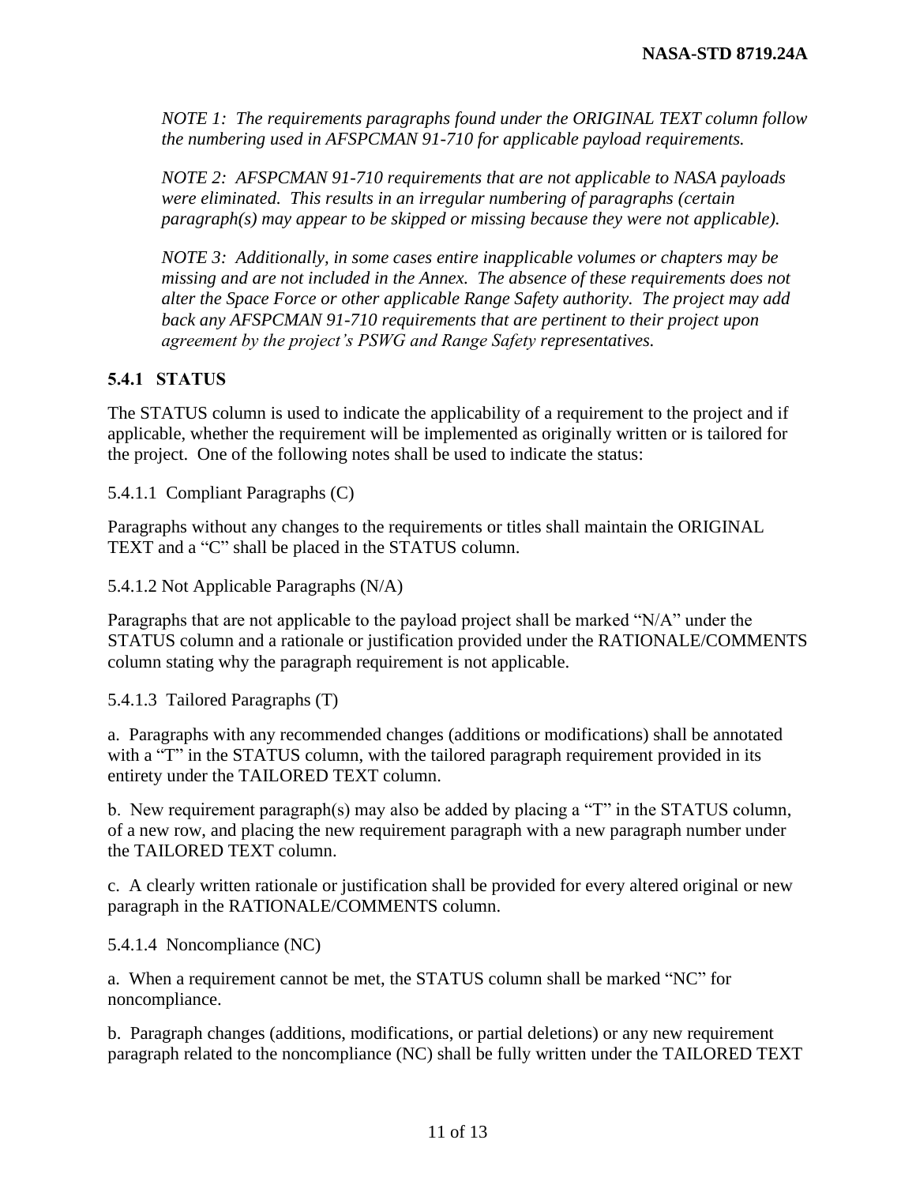*NOTE 1: The requirements paragraphs found under the ORIGINAL TEXT column follow the numbering used in AFSPCMAN 91-710 for applicable payload requirements.*

*NOTE 2: AFSPCMAN 91-710 requirements that are not applicable to NASA payloads were eliminated. This results in an irregular numbering of paragraphs (certain paragraph(s) may appear to be skipped or missing because they were not applicable).*

*NOTE 3: Additionally, in some cases entire inapplicable volumes or chapters may be missing and are not included in the Annex. The absence of these requirements does not alter the Space Force or other applicable Range Safety authority. The project may add back any AFSPCMAN 91-710 requirements that are pertinent to their project upon agreement by the project's PSWG and Range Safety representatives.*

### 5.4.1 STATUS

The STATUS column is used to indicate the applicability of a requirement to the project and if applicable, whether the requirement will be implemented as originally written or is tailored for the project. One of the following notes shall be used to indicate the status:

5.4.1.1 Compliant Paragraphs (C)

Paragraphs without any changes to the requirements or titles shall maintain the ORIGINAL TEXT and a "C" shall be placed in the STATUS column.

5.4.1.2 Not Applicable Paragraphs (N/A)

Paragraphs that are not applicable to the payload project shall be marked "N/A" under the STATUS column and a rationale or justification provided under the RATIONALE/COMMENTS column stating why the paragraph requirement is not applicable.

5.4.1.3 Tailored Paragraphs (T)

a. Paragraphs with any recommended changes (additions or modifications) shall be annotated with a "T" in the STATUS column, with the tailored paragraph requirement provided in its entirety under the TAILORED TEXT column.

b. New requirement paragraph(s) may also be added by placing a "T" in the STATUS column, of a new row, and placing the new requirement paragraph with a new paragraph number under the TAILORED TEXT column.

c. A clearly written rationale or justification shall be provided for every altered original or new paragraph in the RATIONALE/COMMENTS column.

5.4.1.4 Noncompliance (NC)

a. When a requirement cannot be met, the STATUS column shall be marked "NC" for noncompliance.

b. Paragraph changes (additions, modifications, or partial deletions) or any new requirement paragraph related to the noncompliance (NC) shall be fully written under the TAILORED TEXT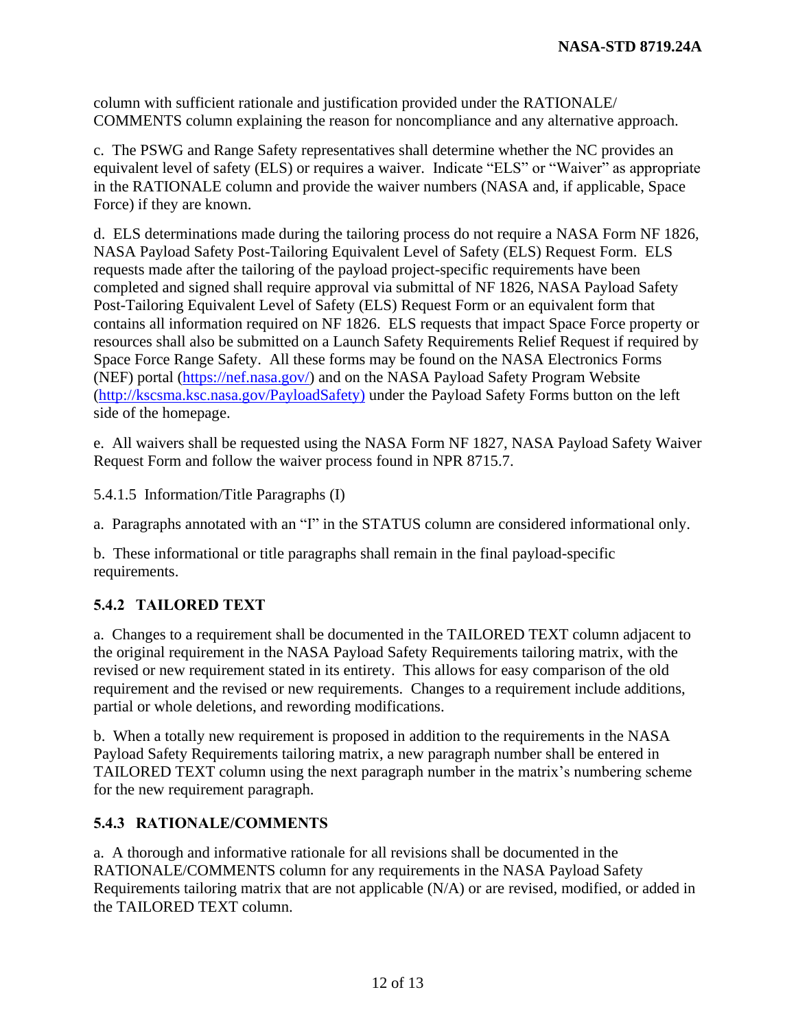column with sufficient rationale and justification provided under the RATIONALE/ COMMENTS column explaining the reason for noncompliance and any alternative approach.

c. The PSWG and Range Safety representatives shall determine whether the NC provides an equivalent level of safety (ELS) or requires a waiver. Indicate "ELS" or "Waiver" as appropriate in the RATIONALE column and provide the waiver numbers (NASA and, if applicable, Space Force) if they are known.

d. ELS determinations made during the tailoring process do not require a NASA Form NF 1826, NASA Payload Safety Post-Tailoring Equivalent Level of Safety (ELS) Request Form. ELS requests made after the tailoring of the payload project-specific requirements have been completed and signed shall require approval via submittal of NF 1826, NASA Payload Safety Post-Tailoring Equivalent Level of Safety (ELS) Request Form or an equivalent form that contains all information required on NF 1826. ELS requests that impact Space Force property or resources shall also be submitted on a Launch Safety Requirements Relief Request if required by Space Force Range Safety. All these forms may be found on the NASA Electronics Forms (NEF) portal (https://nef.nasa.gov/) and on the NASA Payload Safety Program Website (http://kscsma.ksc.nasa.gov/PayloadSafety) under the Payload Safety Forms button on the left side of the homepage.

e. All waivers shall be requested using the NASA Form NF 1827, NASA Payload Safety Waiver Request Form and follow the waiver process found in NPR 8715.7.

5.4.1.5 Information/Title Paragraphs (I)

a. Paragraphs annotated with an "I" in the STATUS column are considered informational only.

b. These informational or title paragraphs shall remain in the final payload-specific requirements.

### 5.4.2 TAILORED TEXT

a. Changes to a requirement shall be documented in the TAILORED TEXT column adjacent to the original requirement in the NASA Payload Safety Requirements tailoring matrix, with the revised or new requirement stated in its entirety. This allows for easy comparison of the old requirement and the revised or new requirements. Changes to a requirement include additions, partial or whole deletions, and rewording modifications.

b. When a totally new requirement is proposed in addition to the requirements in the NASA Payload Safety Requirements tailoring matrix, a new paragraph number shall be entered in TAILORED TEXT column using the next paragraph number in the matrix's numbering scheme for the new requirement paragraph.

### 5.4.3 RATIONALE/COMMENTS

a. A thorough and informative rationale for all revisions shall be documented in the RATIONALE/COMMENTS column for any requirements in the NASA Payload Safety Requirements tailoring matrix that are not applicable (N/A) or are revised, modified, or added in the TAILORED TEXT column.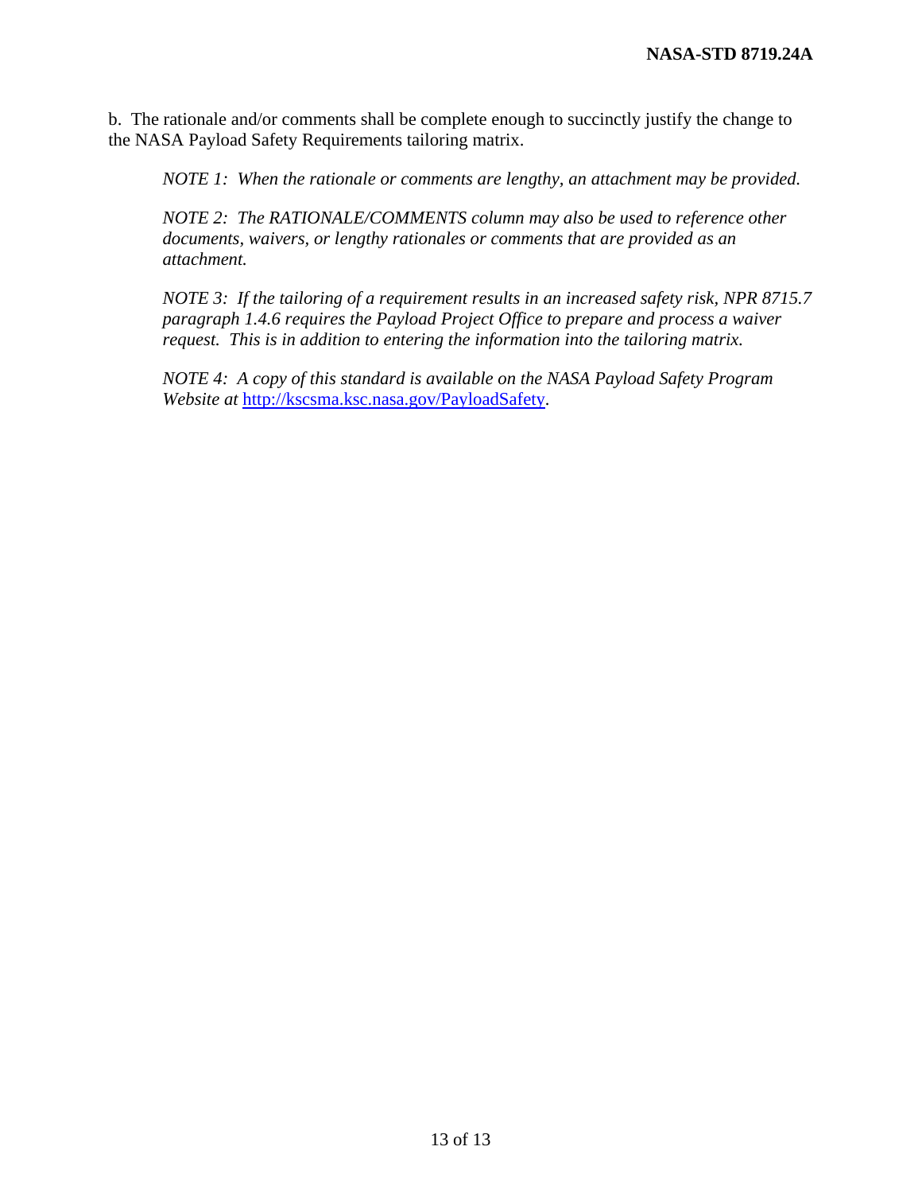b. The rationale and/or comments shall be complete enough to succinctly justify the change to the NASA Payload Safety Requirements tailoring matrix.

*NOTE 1: When the rationale or comments are lengthy, an attachment may be provided.*

*NOTE 2: The RATIONALE/COMMENTS column may also be used to reference other documents, waivers, or lengthy rationales or comments that are provided as an attachment.*

*NOTE 3: If the tailoring of a requirement results in an increased safety risk, NPR 8715.7 paragraph 1.4.6 requires the Payload Project Office to prepare and process a waiver request. This is in addition to entering the information into the tailoring matrix.*

*NOTE 4: A copy of this standard is available on the NASA Payload Safety Program Website at* [http://kscsma.ksc.nasa.gov/PayloadSafety](http://kscsma.ksc.nasa.gov/PayloadSafety).